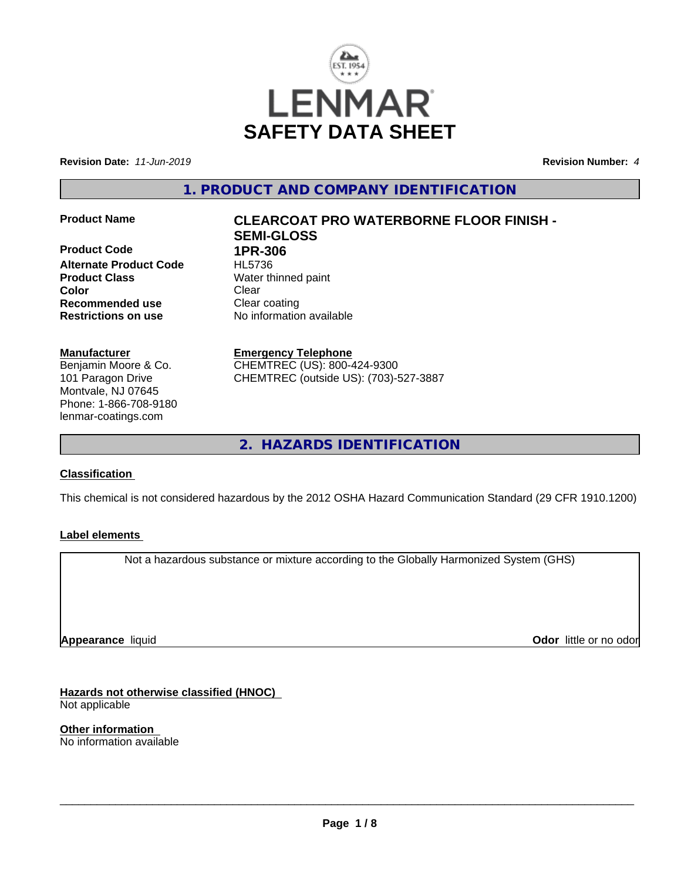LENMAR

# SAFETY DATA SHEET

**Revision Date:** *11-Jun-2019* **Revision Number:** *4*

## 1. PRODUCT AND COMPANY IDENTIFICATION

| | |
|---|---|
| **Product Name** | **CLEARCOAT PRO WATERBORNE FLOOR FINISH - SEMI-GLOSS** |
| **Product Code** | **1PR-306** |
| **Alternate Product Code** | HL5736 |
| **Product Class** | Water thinned paint |
| **Color** | Clear |
| **Recommended use** | Clear coating |
| **Restrictions on use** | No information available |

**Manufacturer**
Benjamin Moore & Co.
101 Paragon Drive
Montvale, NJ 07645
Phone: 1-866-708-9180
lenmar-coatings.com

**Emergency Telephone**
CHEMTREC (US): 800-424-9300
CHEMTREC (outside US): (703)-527-3887

## 2. HAZARDS IDENTIFICATION

**Classification**

This chemical is not considered hazardous by the 2012 OSHA Hazard Communication Standard (29 CFR 1910.1200)

**Label elements**

Not a hazardous substance or mixture according to the Globally Harmonized System (GHS)

**Appearance** liquid **Odor** little or no odor

**Hazards not otherwise classified (HNOC)**
Not applicable

**Other information**
No information available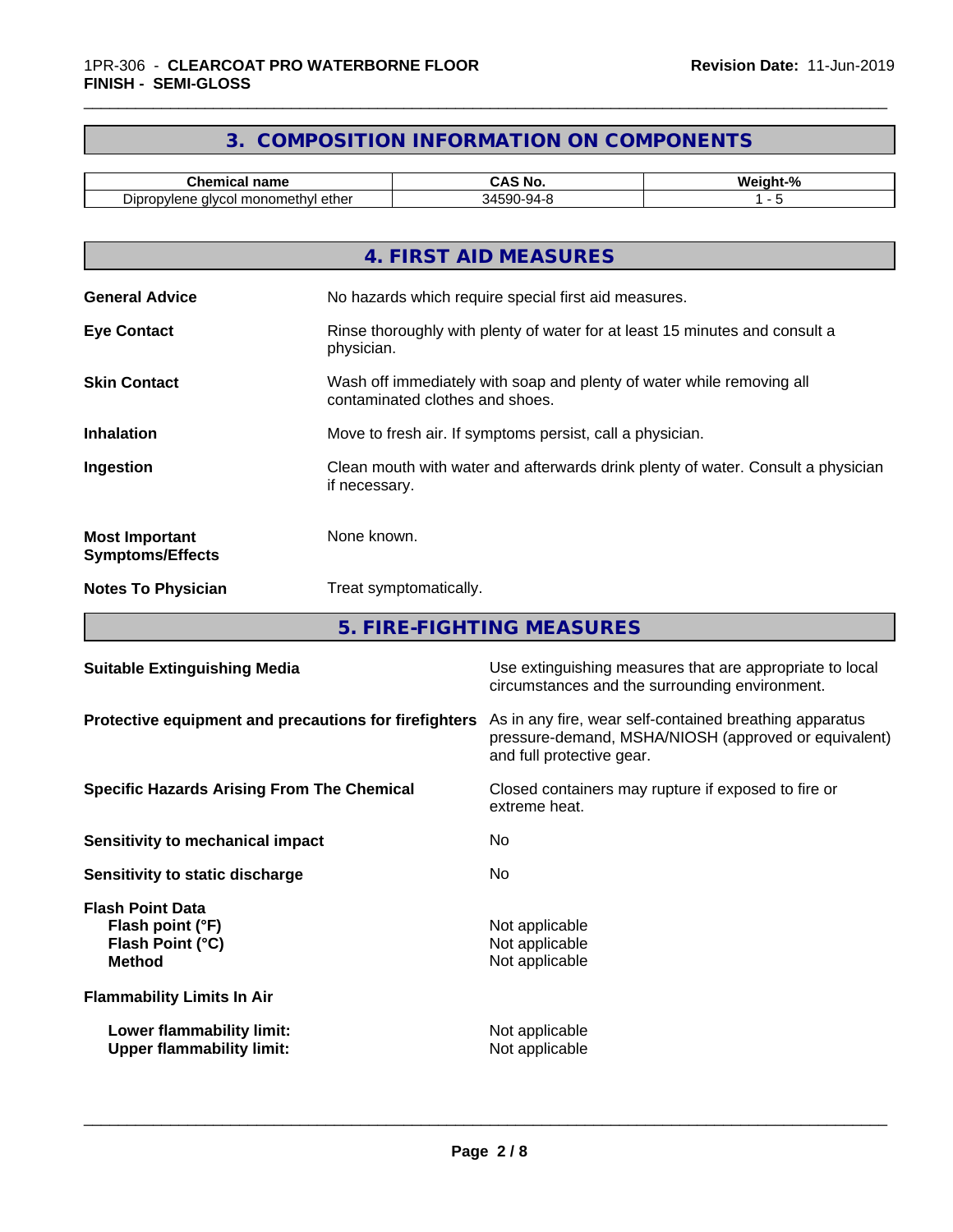## 3. COMPOSITION INFORMATION ON COMPONENTS

| Chemical name | CAS No. | Weight-% |
|---|---|---|
| Dipropylene glycol monomethyl ether | 34590-94-8 | 1 - 5 |

## 4. FIRST AID MEASURES

**General Advice** No hazards which require special first aid measures.

**Eye Contact** Rinse thoroughly with plenty of water for at least 15 minutes and consult a physician.

**Skin Contact** Wash off immediately with soap and plenty of water while removing all contaminated clothes and shoes.

**Inhalation** Move to fresh air. If symptoms persist, call a physician.

**Ingestion** Clean mouth with water and afterwards drink plenty of water. Consult a physician if necessary.

**Most Important Symptoms/Effects** None known.

**Notes To Physician** Treat symptomatically.

## 5. FIRE-FIGHTING MEASURES

**Suitable Extinguishing Media** Use extinguishing measures that are appropriate to local circumstances and the surrounding environment.

**Protective equipment and precautions for firefighters** As in any fire, wear self-contained breathing apparatus pressure-demand, MSHA/NIOSH (approved or equivalent) and full protective gear.

**Specific Hazards Arising From The Chemical** Closed containers may rupture if exposed to fire or extreme heat.

**Sensitivity to mechanical impact** No

**Sensitivity to static discharge** No

**Flash Point Data**
- **Flash point (°F)** Not applicable
- **Flash Point (°C)** Not applicable
- **Method** Not applicable

**Flammability Limits In Air**
- **Lower flammability limit:** Not applicable
- **Upper flammability limit:** Not applicable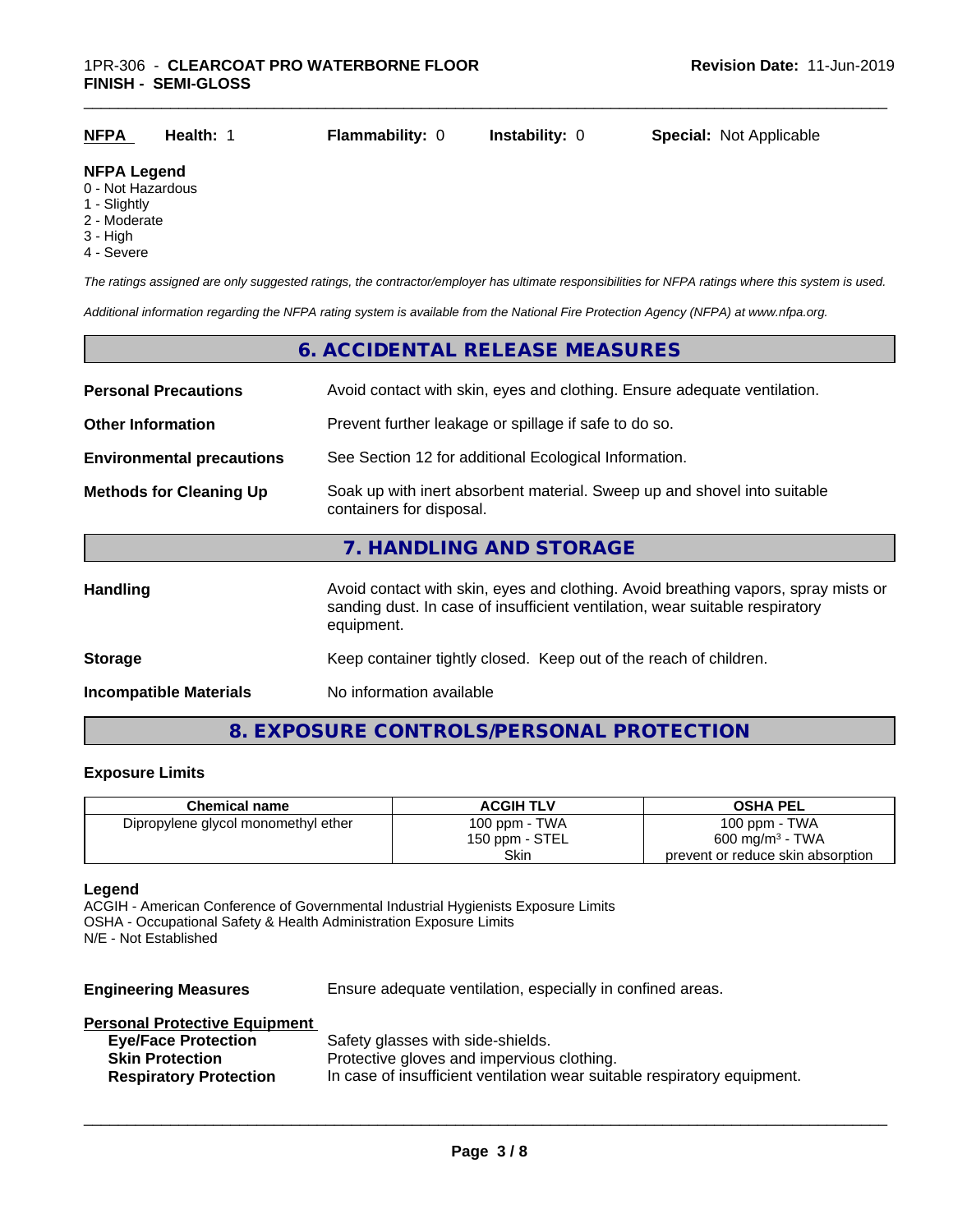| NFPA | Health: 1 | Flammability: 0 | Instability: 0 | Special: Not Applicable |
|---|---|---|---|---|

**NFPA Legend**
0 - Not Hazardous
1 - Slightly
2 - Moderate
3 - High
4 - Severe

*The ratings assigned are only suggested ratings, the contractor/employer has ultimate responsibilities for NFPA ratings where this system is used.*

*Additional information regarding the NFPA rating system is available from the National Fire Protection Agency (NFPA) at www.nfpa.org.*

## 6. ACCIDENTAL RELEASE MEASURES

**Personal Precautions** Avoid contact with skin, eyes and clothing. Ensure adequate ventilation.

**Other Information** Prevent further leakage or spillage if safe to do so.

**Environmental precautions** See Section 12 for additional Ecological Information.

**Methods for Cleaning Up** Soak up with inert absorbent material. Sweep up and shovel into suitable containers for disposal.

## 7. HANDLING AND STORAGE

**Handling** Avoid contact with skin, eyes and clothing. Avoid breathing vapors, spray mists or sanding dust. In case of insufficient ventilation, wear suitable respiratory equipment.

**Storage** Keep container tightly closed. Keep out of the reach of children.

**Incompatible Materials** No information available

## 8. EXPOSURE CONTROLS/PERSONAL PROTECTION

### Exposure Limits

| Chemical name | ACGIH TLV | OSHA PEL |
|---|---|---|
| Dipropylene glycol monomethyl ether | 100 ppm - TWA<br>150 ppm - STEL<br>Skin | 100 ppm - TWA<br>600 mg/m³ - TWA<br>prevent or reduce skin absorption |

**Legend**
ACGIH - American Conference of Governmental Industrial Hygienists Exposure Limits
OSHA - Occupational Safety & Health Administration Exposure Limits
N/E - Not Established

**Engineering Measures** Ensure adequate ventilation, especially in confined areas.

**Personal Protective Equipment**
- **Eye/Face Protection** Safety glasses with side-shields.
- **Skin Protection** Protective gloves and impervious clothing.
- **Respiratory Protection** In case of insufficient ventilation wear suitable respiratory equipment.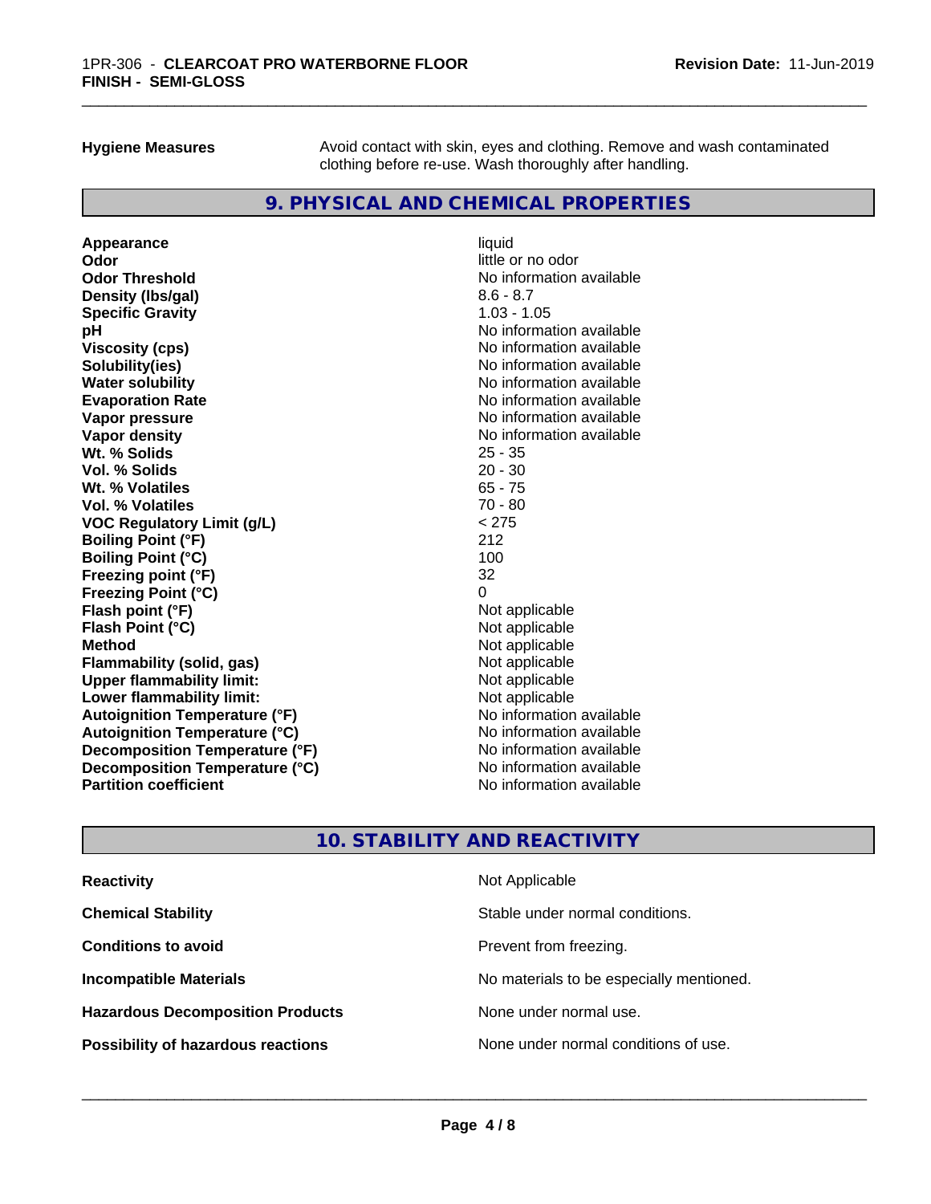**Hygiene Measures** Avoid contact with skin, eyes and clothing. Remove and wash contaminated clothing before re-use. Wash thoroughly after handling.

## 9. PHYSICAL AND CHEMICAL PROPERTIES

| Property | Value |
|---|---|
| **Appearance** | liquid |
| **Odor** | little or no odor |
| **Odor Threshold** | No information available |
| **Density (lbs/gal)** | 8.6 - 8.7 |
| **Specific Gravity** | 1.03 - 1.05 |
| **pH** | No information available |
| **Viscosity (cps)** | No information available |
| **Solubility(ies)** | No information available |
| **Water solubility** | No information available |
| **Evaporation Rate** | No information available |
| **Vapor pressure** | No information available |
| **Vapor density** | No information available |
| **Wt. % Solids** | 25 - 35 |
| **Vol. % Solids** | 20 - 30 |
| **Wt. % Volatiles** | 65 - 75 |
| **Vol. % Volatiles** | 70 - 80 |
| **VOC Regulatory Limit (g/L)** | < 275 |
| **Boiling Point (°F)** | 212 |
| **Boiling Point (°C)** | 100 |
| **Freezing point (°F)** | 32 |
| **Freezing Point (°C)** | 0 |
| **Flash point (°F)** | Not applicable |
| **Flash Point (°C)** | Not applicable |
| **Method** | Not applicable |
| **Flammability (solid, gas)** | Not applicable |
| **Upper flammability limit:** | Not applicable |
| **Lower flammability limit:** | Not applicable |
| **Autoignition Temperature (°F)** | No information available |
| **Autoignition Temperature (°C)** | No information available |
| **Decomposition Temperature (°F)** | No information available |
| **Decomposition Temperature (°C)** | No information available |
| **Partition coefficient** | No information available |

## 10. STABILITY AND REACTIVITY

| Property | Value |
|---|---|
| **Reactivity** | Not Applicable |
| **Chemical Stability** | Stable under normal conditions. |
| **Conditions to avoid** | Prevent from freezing. |
| **Incompatible Materials** | No materials to be especially mentioned. |
| **Hazardous Decomposition Products** | None under normal use. |
| **Possibility of hazardous reactions** | None under normal conditions of use. |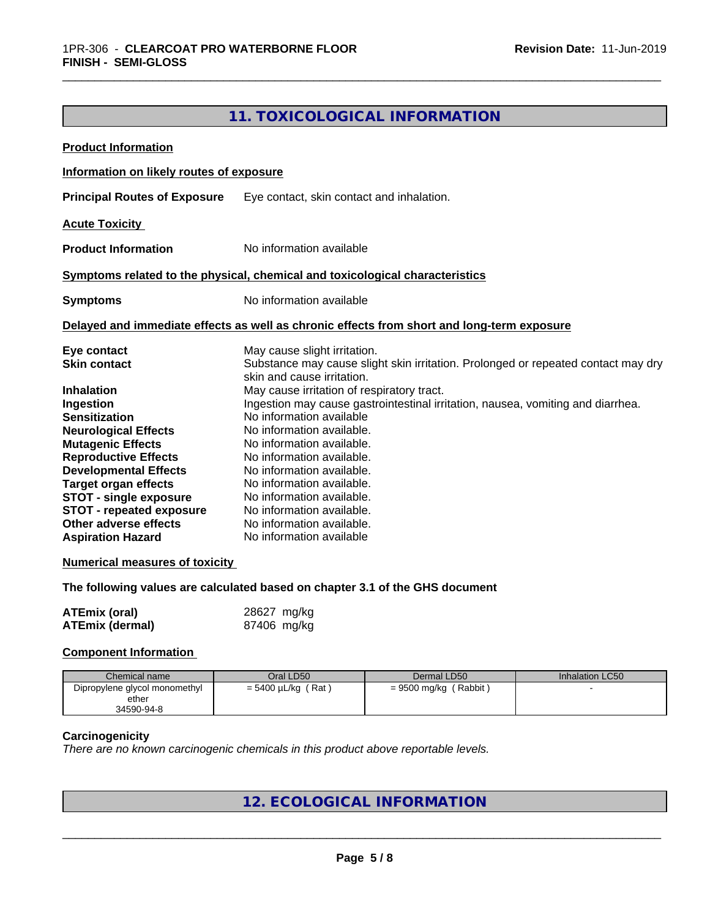## 11. TOXICOLOGICAL INFORMATION

**Product Information**

**Information on likely routes of exposure**

**Principal Routes of Exposure** Eye contact, skin contact and inhalation.

**Acute Toxicity**

**Product Information** No information available

**Symptoms related to the physical, chemical and toxicological characteristics**

**Symptoms** No information available

**Delayed and immediate effects as well as chronic effects from short and long-term exposure**

**Eye contact** May cause slight irritation.
**Skin contact** Substance may cause slight skin irritation. Prolonged or repeated contact may dry skin and cause irritation.
**Inhalation** May cause irritation of respiratory tract.
**Ingestion** Ingestion may cause gastrointestinal irritation, nausea, vomiting and diarrhea.
**Sensitization** No information available
**Neurological Effects** No information available.
**Mutagenic Effects** No information available.
**Reproductive Effects** No information available.
**Developmental Effects** No information available.
**Target organ effects** No information available.
**STOT - single exposure** No information available.
**STOT - repeated exposure** No information available.
**Other adverse effects** No information available.
**Aspiration Hazard** No information available

**Numerical measures of toxicity**

**The following values are calculated based on chapter 3.1 of the GHS document**

**ATEmix (oral)** 28627 mg/kg
**ATEmix (dermal)** 87406 mg/kg

**Component Information**

| Chemical name | Oral LD50 | Dermal LD50 | Inhalation LC50 |
|---|---|---|---|
| Dipropylene glycol monomethyl ether<br>34590-94-8 | = 5400 µL/kg ( Rat ) | = 9500 mg/kg ( Rabbit ) | - |

**Carcinogenicity**

*There are no known carcinogenic chemicals in this product above reportable levels.*

## 12. ECOLOGICAL INFORMATION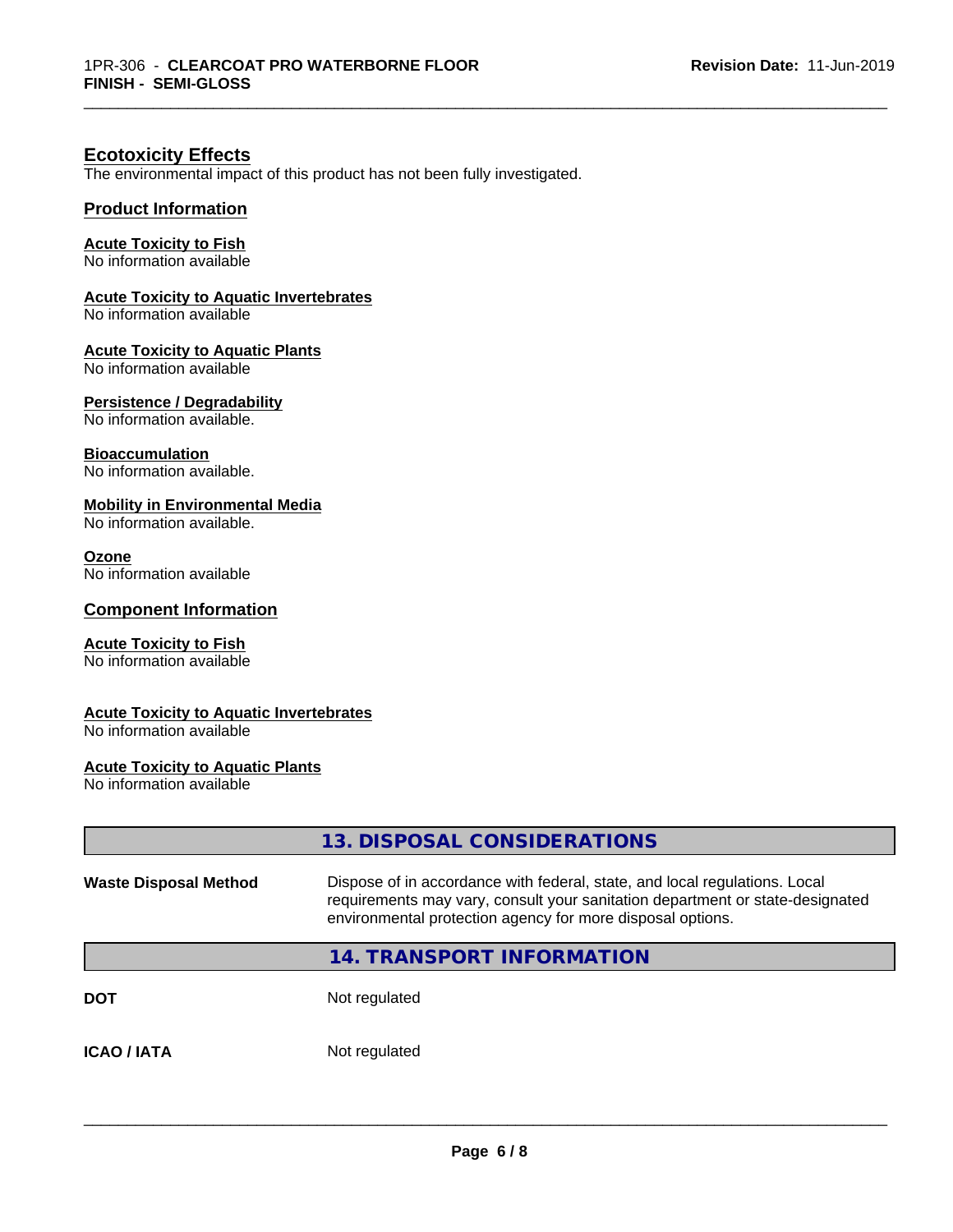## Ecotoxicity Effects

The environmental impact of this product has not been fully investigated.

### Product Information

**Acute Toxicity to Fish**
No information available

**Acute Toxicity to Aquatic Invertebrates**
No information available

**Acute Toxicity to Aquatic Plants**
No information available

**Persistence / Degradability**
No information available.

**Bioaccumulation**
No information available.

**Mobility in Environmental Media**
No information available.

**Ozone**
No information available

### Component Information

**Acute Toxicity to Fish**
No information available

**Acute Toxicity to Aquatic Invertebrates**
No information available

**Acute Toxicity to Aquatic Plants**
No information available

## 13. DISPOSAL CONSIDERATIONS

| | |
|---|---|
| **Waste Disposal Method** | Dispose of in accordance with federal, state, and local regulations. Local requirements may vary, consult your sanitation department or state-designated environmental protection agency for more disposal options. |

## 14. TRANSPORT INFORMATION

| | |
|---|---|
| **DOT** | Not regulated |
| **ICAO / IATA** | Not regulated |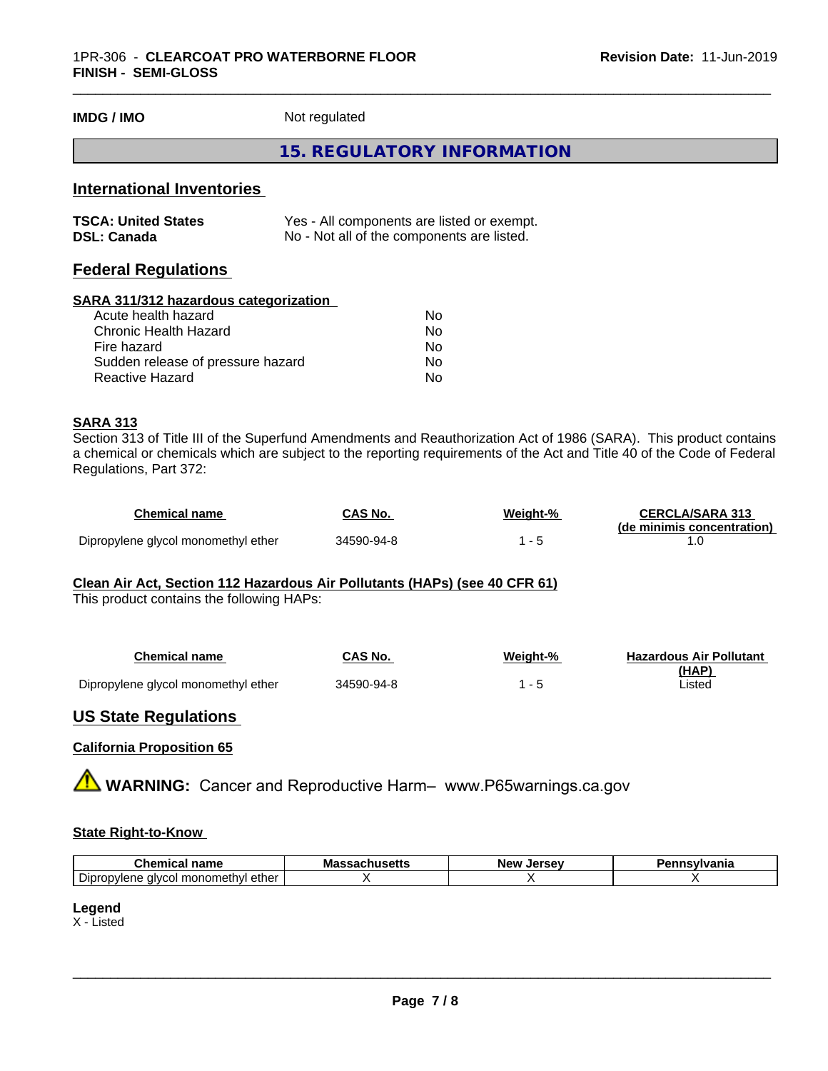**IMDG / IMO** Not regulated

## 15. REGULATORY INFORMATION

### International Inventories

| | |
|---|---|
| **TSCA: United States** | Yes - All components are listed or exempt. |
| **DSL: Canada** | No - Not all of the components are listed. |

### Federal Regulations

**SARA 311/312 hazardous categorization**

| | |
|---|---|
| Acute health hazard | No |
| Chronic Health Hazard | No |
| Fire hazard | No |
| Sudden release of pressure hazard | No |
| Reactive Hazard | No |

**SARA 313**

Section 313 of Title III of the Superfund Amendments and Reauthorization Act of 1986 (SARA). This product contains a chemical or chemicals which are subject to the reporting requirements of the Act and Title 40 of the Code of Federal Regulations, Part 372:

| Chemical name | CAS No. | Weight-% | CERCLA/SARA 313 (de minimis concentration) |
|---|---|---|---|
| Dipropylene glycol monomethyl ether | 34590-94-8 | 1 - 5 | 1.0 |

**Clean Air Act, Section 112 Hazardous Air Pollutants (HAPs) (see 40 CFR 61)**

This product contains the following HAPs:

| Chemical name | CAS No. | Weight-% | Hazardous Air Pollutant (HAP) |
|---|---|---|---|
| Dipropylene glycol monomethyl ether | 34590-94-8 | 1 - 5 | Listed |

### US State Regulations

**California Proposition 65**

⚠ **WARNING:** Cancer and Reproductive Harm– www.P65warnings.ca.gov

**State Right-to-Know**

| Chemical name | Massachusetts | New Jersey | Pennsylvania |
|---|---|---|---|
| Dipropylene glycol monomethyl ether | X | X | X |

**Legend**

X - Listed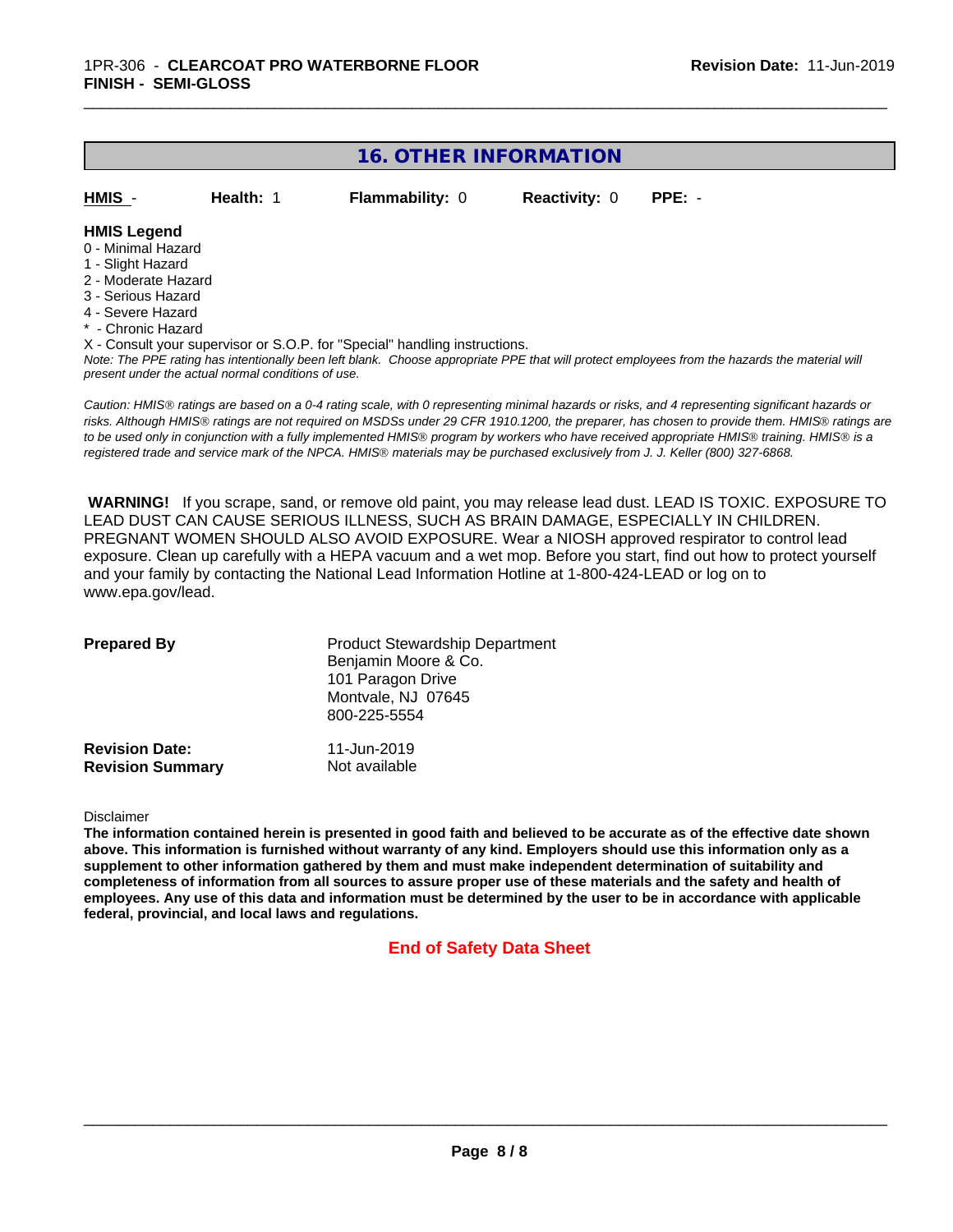## 16. OTHER INFORMATION

| HMIS - | Health: 1 | Flammability: 0 | Reactivity: 0 | PPE: - |
|---|---|---|---|---|

**HMIS Legend**

0 - Minimal Hazard
1 - Slight Hazard
2 - Moderate Hazard
3 - Serious Hazard
4 - Severe Hazard
* - Chronic Hazard
X - Consult your supervisor or S.O.P. for "Special" handling instructions.

*Note: The PPE rating has intentionally been left blank. Choose appropriate PPE that will protect employees from the hazards the material will present under the actual normal conditions of use.*

*Caution: HMIS® ratings are based on a 0-4 rating scale, with 0 representing minimal hazards or risks, and 4 representing significant hazards or risks. Although HMIS® ratings are not required on MSDSs under 29 CFR 1910.1200, the preparer, has chosen to provide them. HMIS® ratings are to be used only in conjunction with a fully implemented HMIS® program by workers who have received appropriate HMIS® training. HMIS® is a registered trade and service mark of the NPCA. HMIS® materials may be purchased exclusively from J. J. Keller (800) 327-6868.*

**WARNING!** If you scrape, sand, or remove old paint, you may release lead dust. LEAD IS TOXIC. EXPOSURE TO LEAD DUST CAN CAUSE SERIOUS ILLNESS, SUCH AS BRAIN DAMAGE, ESPECIALLY IN CHILDREN. PREGNANT WOMEN SHOULD ALSO AVOID EXPOSURE. Wear a NIOSH approved respirator to control lead exposure. Clean up carefully with a HEPA vacuum and a wet mop. Before you start, find out how to protect yourself and your family by contacting the National Lead Information Hotline at 1-800-424-LEAD or log on to www.epa.gov/lead.

**Prepared By**
Product Stewardship Department
Benjamin Moore & Co.
101 Paragon Drive
Montvale, NJ 07645
800-225-5554

**Revision Date:** 11-Jun-2019
**Revision Summary** Not available

Disclaimer

**The information contained herein is presented in good faith and believed to be accurate as of the effective date shown above. This information is furnished without warranty of any kind. Employers should use this information only as a supplement to other information gathered by them and must make independent determination of suitability and completeness of information from all sources to assure proper use of these materials and the safety and health of employees. Any use of this data and information must be determined by the user to be in accordance with applicable federal, provincial, and local laws and regulations.**

**End of Safety Data Sheet**